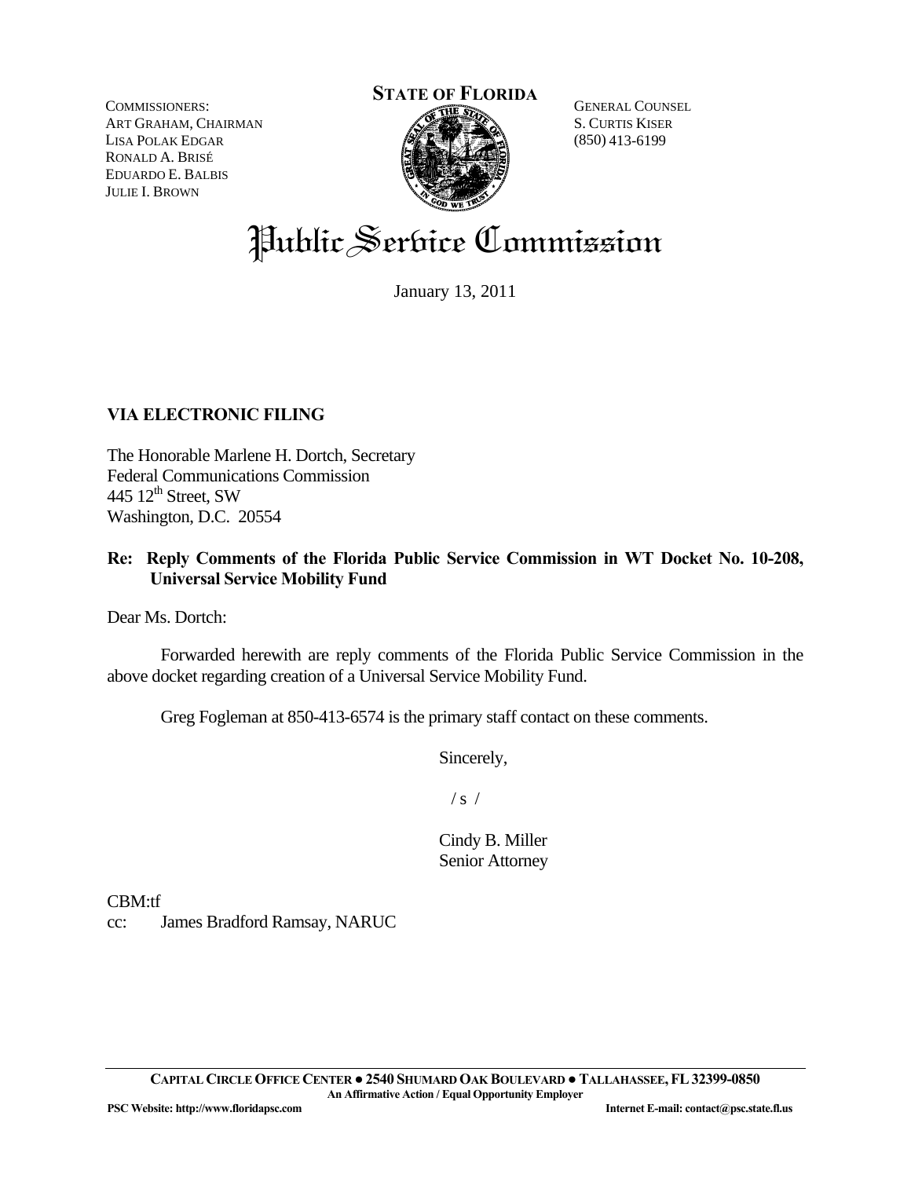COMMISSIONERS:
ART GRAHAM, CHAIRMAN
LISA POLAK EDGAR
RONALD A. BRISÉ
EDUARDO E. BALBIS
JULIE I. BROWN

**STATE OF FLORIDA**

GENERAL COUNSEL
S. CURTIS KISER
(850) 413-6199

# Public Service Commission

January 13, 2011

**VIA ELECTRONIC FILING**

The Honorable Marlene H. Dortch, Secretary
Federal Communications Commission
445 12th Street, SW
Washington, D.C. 20554

**Re: Reply Comments of the Florida Public Service Commission in WT Docket No. 10-208, Universal Service Mobility Fund**

Dear Ms. Dortch:

Forwarded herewith are reply comments of the Florida Public Service Commission in the above docket regarding creation of a Universal Service Mobility Fund.

Greg Fogleman at 850-413-6574 is the primary staff contact on these comments.

Sincerely,

/ s /

Cindy B. Miller
Senior Attorney

CBM:tf
cc: James Bradford Ramsay, NARUC

CAPITAL CIRCLE OFFICE CENTER ● 2540 SHUMARD OAK BOULEVARD ● TALLAHASSEE, FL 32399-0850
An Affirmative Action / Equal Opportunity Employer
PSC Website: http://www.floridapsc.com Internet E-mail: contact@psc.state.fl.us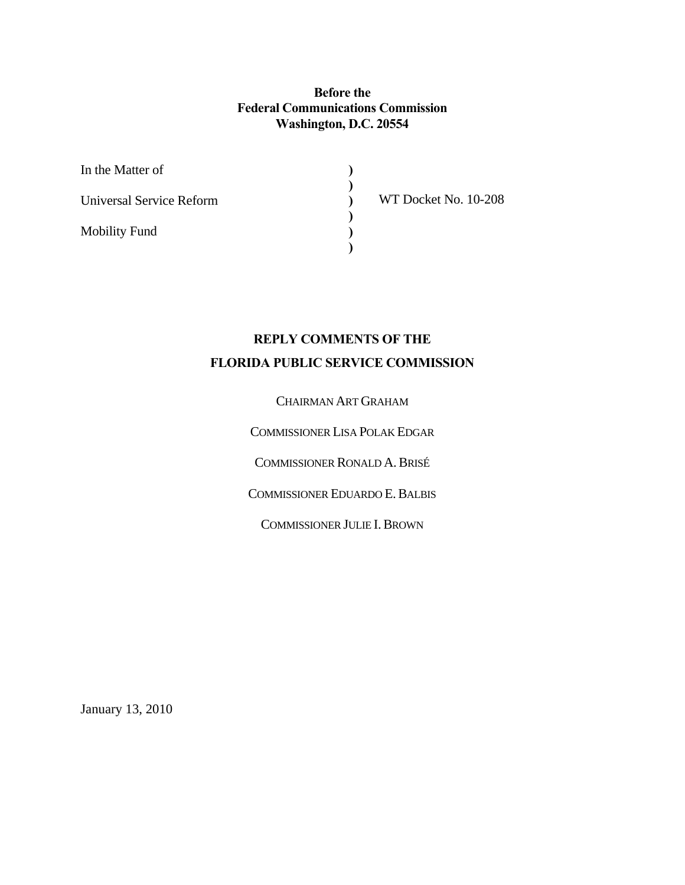**Before the**
**Federal Communications Commission**
**Washington, D.C. 20554**

| | | |
|---|---|---|
| In the Matter of | ) | |
| | ) | |
| Universal Service Reform | ) | WT Docket No. 10-208 |
| | ) | |
| Mobility Fund | ) | |
| | ) | |

**REPLY COMMENTS OF THE**
**FLORIDA PUBLIC SERVICE COMMISSION**

CHAIRMAN ART GRAHAM

COMMISSIONER LISA POLAK EDGAR

COMMISSIONER RONALD A. BRISÉ

COMMISSIONER EDUARDO E. BALBIS

COMMISSIONER JULIE I. BROWN

January 13, 2010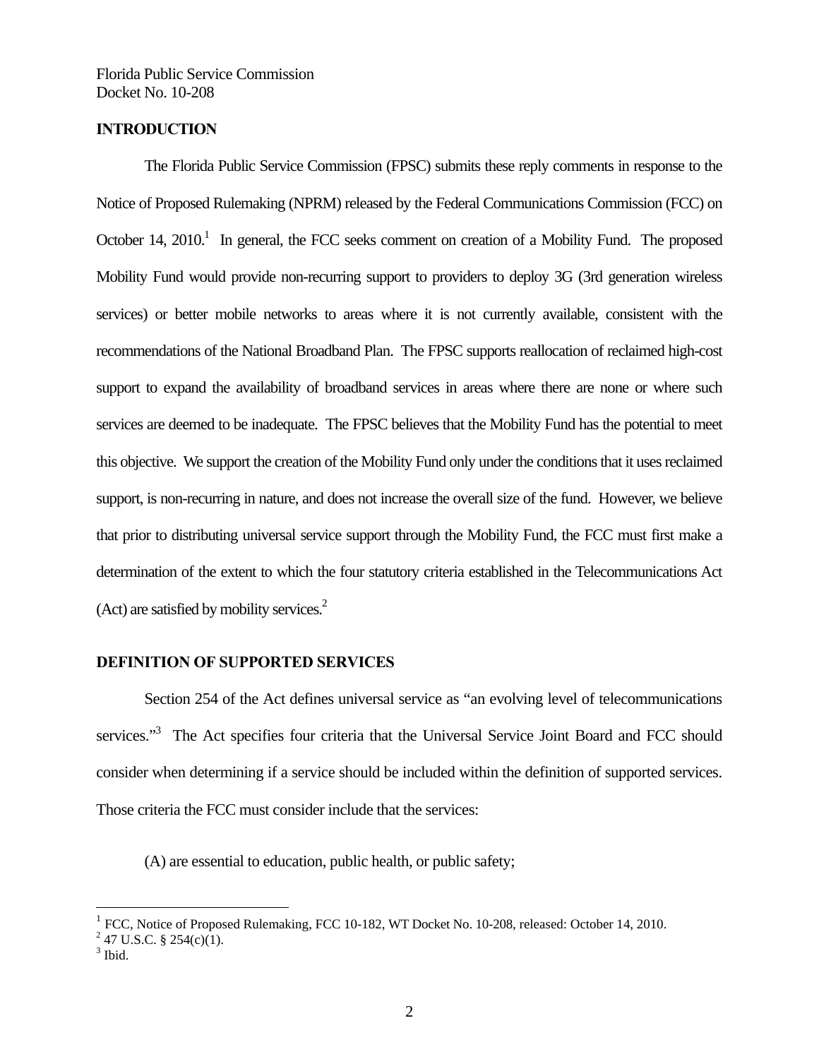Florida Public Service Commission
Docket No. 10-208

## INTRODUCTION

The Florida Public Service Commission (FPSC) submits these reply comments in response to the Notice of Proposed Rulemaking (NPRM) released by the Federal Communications Commission (FCC) on October 14, 2010.[1] In general, the FCC seeks comment on creation of a Mobility Fund. The proposed Mobility Fund would provide non-recurring support to providers to deploy 3G (3rd generation wireless services) or better mobile networks to areas where it is not currently available, consistent with the recommendations of the National Broadband Plan. The FPSC supports reallocation of reclaimed high-cost support to expand the availability of broadband services in areas where there are none or where such services are deemed to be inadequate. The FPSC believes that the Mobility Fund has the potential to meet this objective. We support the creation of the Mobility Fund only under the conditions that it uses reclaimed support, is non-recurring in nature, and does not increase the overall size of the fund. However, we believe that prior to distributing universal service support through the Mobility Fund, the FCC must first make a determination of the extent to which the four statutory criteria established in the Telecommunications Act (Act) are satisfied by mobility services.[2]

## DEFINITION OF SUPPORTED SERVICES

Section 254 of the Act defines universal service as "an evolving level of telecommunications services."[3] The Act specifies four criteria that the Universal Service Joint Board and FCC should consider when determining if a service should be included within the definition of supported services. Those criteria the FCC must consider include that the services:

(A) are essential to education, public health, or public safety;

---

[1] FCC, Notice of Proposed Rulemaking, FCC 10-182, WT Docket No. 10-208, released: October 14, 2010.

[2] 47 U.S.C. § 254(c)(1).

[3] Ibid.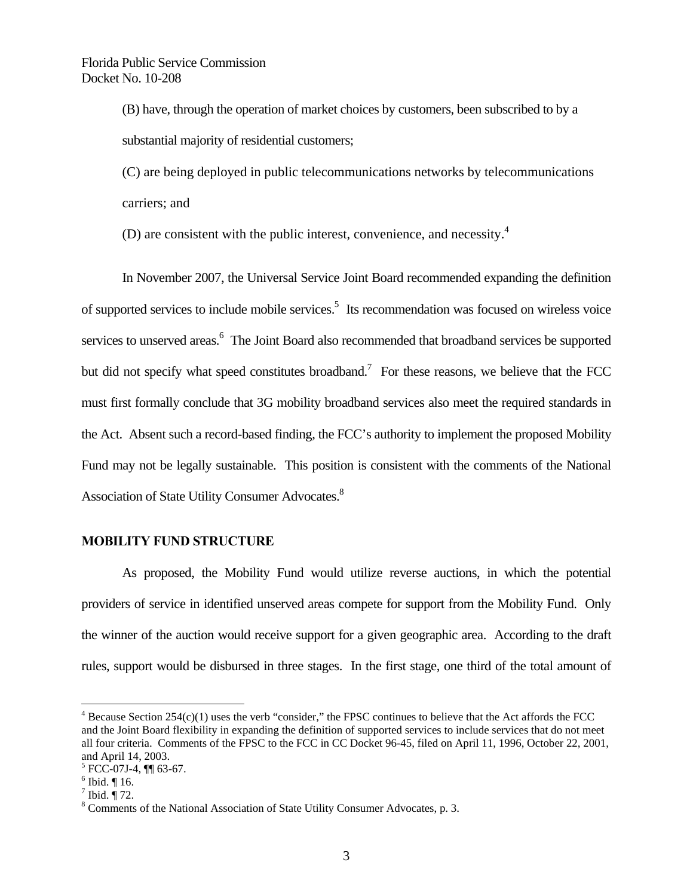(B) have, through the operation of market choices by customers, been subscribed to by a substantial majority of residential customers;

(C) are being deployed in public telecommunications networks by telecommunications carriers; and

(D) are consistent with the public interest, convenience, and necessity.[4]

In November 2007, the Universal Service Joint Board recommended expanding the definition of supported services to include mobile services.[5] Its recommendation was focused on wireless voice services to unserved areas.[6] The Joint Board also recommended that broadband services be supported but did not specify what speed constitutes broadband.[7] For these reasons, we believe that the FCC must first formally conclude that 3G mobility broadband services also meet the required standards in the Act. Absent such a record-based finding, the FCC's authority to implement the proposed Mobility Fund may not be legally sustainable. This position is consistent with the comments of the National Association of State Utility Consumer Advocates.[8]

## MOBILITY FUND STRUCTURE

As proposed, the Mobility Fund would utilize reverse auctions, in which the potential providers of service in identified unserved areas compete for support from the Mobility Fund. Only the winner of the auction would receive support for a given geographic area. According to the draft rules, support would be disbursed in three stages. In the first stage, one third of the total amount of

---

[4] Because Section 254(c)(1) uses the verb "consider," the FPSC continues to believe that the Act affords the FCC and the Joint Board flexibility in expanding the definition of supported services to include services that do not meet all four criteria. Comments of the FPSC to the FCC in CC Docket 96-45, filed on April 11, 1996, October 22, 2001, and April 14, 2003.

[5] FCC-07J-4, ¶¶ 63-67.

[6] Ibid. ¶ 16.

[7] Ibid. ¶ 72.

[8] Comments of the National Association of State Utility Consumer Advocates, p. 3.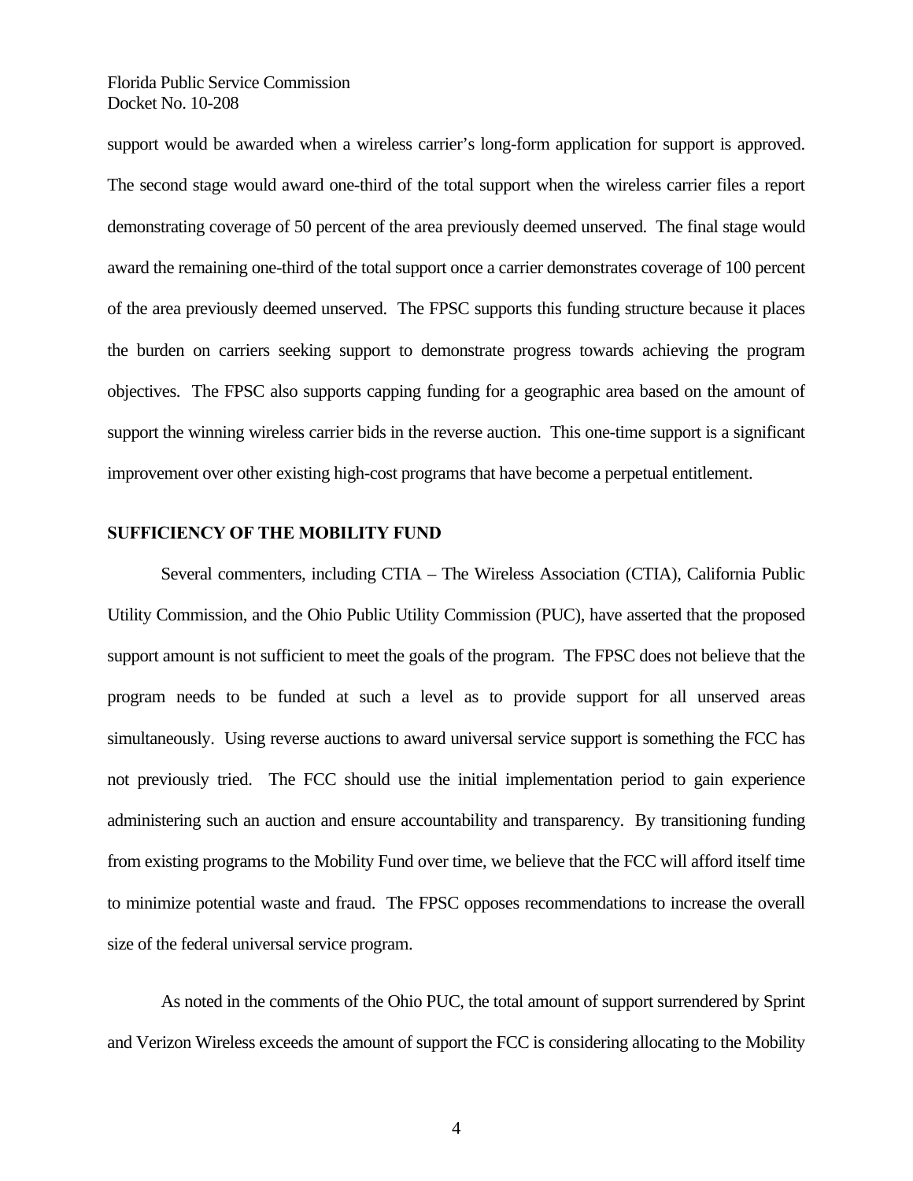support would be awarded when a wireless carrier's long-form application for support is approved. The second stage would award one-third of the total support when the wireless carrier files a report demonstrating coverage of 50 percent of the area previously deemed unserved. The final stage would award the remaining one-third of the total support once a carrier demonstrates coverage of 100 percent of the area previously deemed unserved. The FPSC supports this funding structure because it places the burden on carriers seeking support to demonstrate progress towards achieving the program objectives. The FPSC also supports capping funding for a geographic area based on the amount of support the winning wireless carrier bids in the reverse auction. This one-time support is a significant improvement over other existing high-cost programs that have become a perpetual entitlement.

**SUFFICIENCY OF THE MOBILITY FUND**

Several commenters, including CTIA – The Wireless Association (CTIA), California Public Utility Commission, and the Ohio Public Utility Commission (PUC), have asserted that the proposed support amount is not sufficient to meet the goals of the program. The FPSC does not believe that the program needs to be funded at such a level as to provide support for all unserved areas simultaneously. Using reverse auctions to award universal service support is something the FCC has not previously tried. The FCC should use the initial implementation period to gain experience administering such an auction and ensure accountability and transparency. By transitioning funding from existing programs to the Mobility Fund over time, we believe that the FCC will afford itself time to minimize potential waste and fraud. The FPSC opposes recommendations to increase the overall size of the federal universal service program.

As noted in the comments of the Ohio PUC, the total amount of support surrendered by Sprint and Verizon Wireless exceeds the amount of support the FCC is considering allocating to the Mobility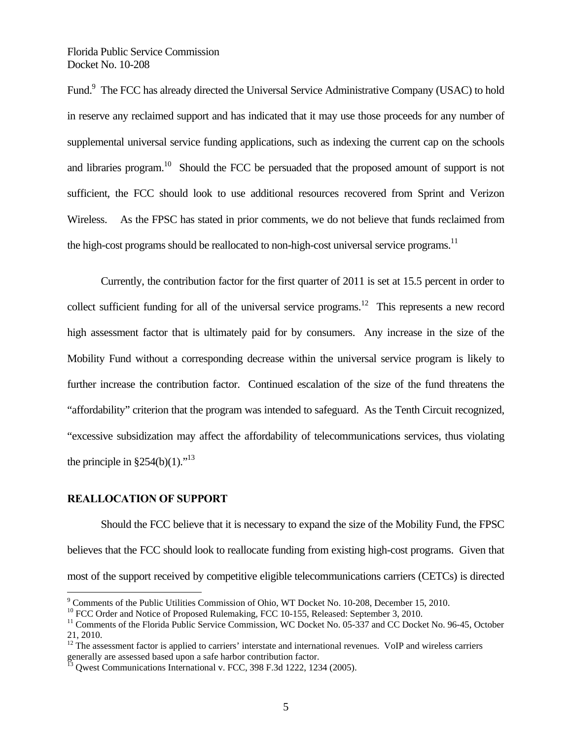Fund.[9] The FCC has already directed the Universal Service Administrative Company (USAC) to hold in reserve any reclaimed support and has indicated that it may use those proceeds for any number of supplemental universal service funding applications, such as indexing the current cap on the schools and libraries program.[10] Should the FCC be persuaded that the proposed amount of support is not sufficient, the FCC should look to use additional resources recovered from Sprint and Verizon Wireless. As the FPSC has stated in prior comments, we do not believe that funds reclaimed from the high-cost programs should be reallocated to non-high-cost universal service programs.[11]

Currently, the contribution factor for the first quarter of 2011 is set at 15.5 percent in order to collect sufficient funding for all of the universal service programs.[12] This represents a new record high assessment factor that is ultimately paid for by consumers. Any increase in the size of the Mobility Fund without a corresponding decrease within the universal service program is likely to further increase the contribution factor. Continued escalation of the size of the fund threatens the "affordability" criterion that the program was intended to safeguard. As the Tenth Circuit recognized, "excessive subsidization may affect the affordability of telecommunications services, thus violating the principle in §254(b)(1)."[13]

## REALLOCATION OF SUPPORT

Should the FCC believe that it is necessary to expand the size of the Mobility Fund, the FPSC believes that the FCC should look to reallocate funding from existing high-cost programs. Given that most of the support received by competitive eligible telecommunications carriers (CETCs) is directed

---

[9] Comments of the Public Utilities Commission of Ohio, WT Docket No. 10-208, December 15, 2010.

[10] FCC Order and Notice of Proposed Rulemaking, FCC 10-155, Released: September 3, 2010.

[11] Comments of the Florida Public Service Commission, WC Docket No. 05-337 and CC Docket No. 96-45, October 21, 2010.

[12] The assessment factor is applied to carriers' interstate and international revenues. VoIP and wireless carriers generally are assessed based upon a safe harbor contribution factor.

[13] Qwest Communications International v. FCC, 398 F.3d 1222, 1234 (2005).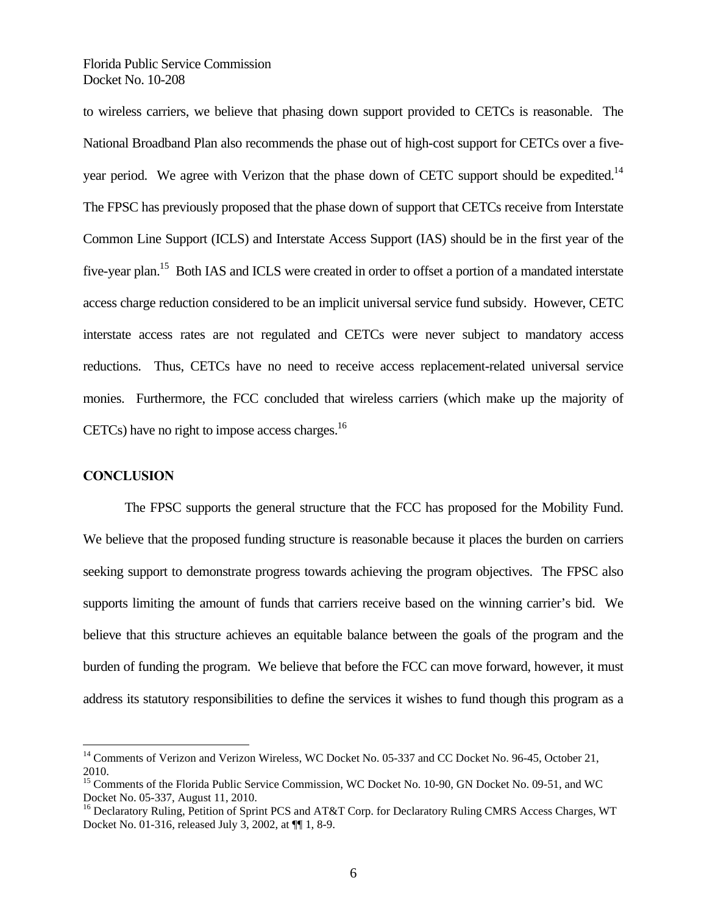to wireless carriers, we believe that phasing down support provided to CETCs is reasonable. The National Broadband Plan also recommends the phase out of high-cost support for CETCs over a five-year period. We agree with Verizon that the phase down of CETC support should be expedited.[14] The FPSC has previously proposed that the phase down of support that CETCs receive from Interstate Common Line Support (ICLS) and Interstate Access Support (IAS) should be in the first year of the five-year plan.[15] Both IAS and ICLS were created in order to offset a portion of a mandated interstate access charge reduction considered to be an implicit universal service fund subsidy. However, CETC interstate access rates are not regulated and CETCs were never subject to mandatory access reductions. Thus, CETCs have no need to receive access replacement-related universal service monies. Furthermore, the FCC concluded that wireless carriers (which make up the majority of CETCs) have no right to impose access charges.[16]

**CONCLUSION**

The FPSC supports the general structure that the FCC has proposed for the Mobility Fund. We believe that the proposed funding structure is reasonable because it places the burden on carriers seeking support to demonstrate progress towards achieving the program objectives. The FPSC also supports limiting the amount of funds that carriers receive based on the winning carrier's bid. We believe that this structure achieves an equitable balance between the goals of the program and the burden of funding the program. We believe that before the FCC can move forward, however, it must address its statutory responsibilities to define the services it wishes to fund though this program as a

---

[14] Comments of Verizon and Verizon Wireless, WC Docket No. 05-337 and CC Docket No. 96-45, October 21, 2010.

[15] Comments of the Florida Public Service Commission, WC Docket No. 10-90, GN Docket No. 09-51, and WC Docket No. 05-337, August 11, 2010.

[16] Declaratory Ruling, Petition of Sprint PCS and AT&T Corp. for Declaratory Ruling CMRS Access Charges, WT Docket No. 01-316, released July 3, 2002, at ¶¶ 1, 8-9.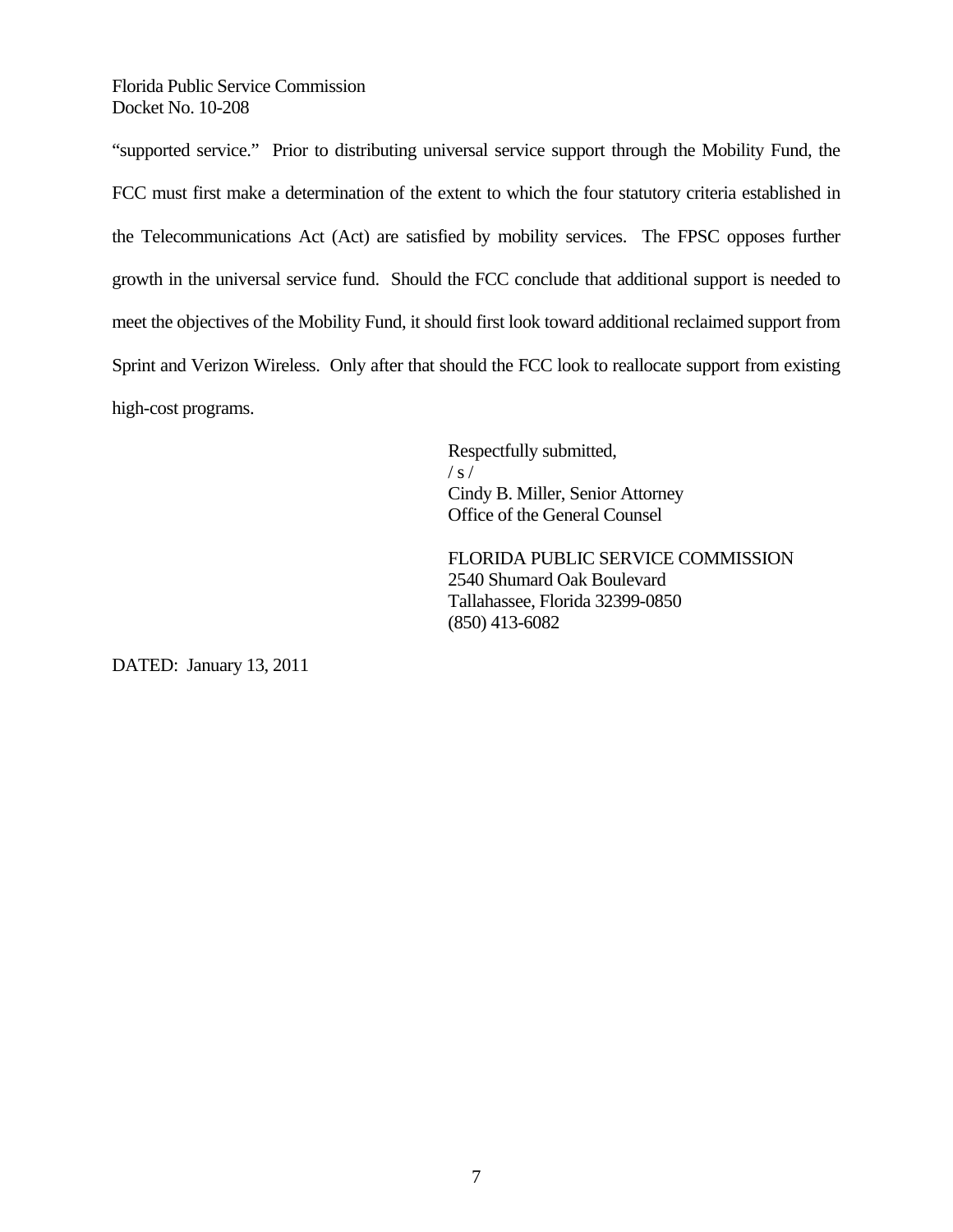"supported service." Prior to distributing universal service support through the Mobility Fund, the FCC must first make a determination of the extent to which the four statutory criteria established in the Telecommunications Act (Act) are satisfied by mobility services. The FPSC opposes further growth in the universal service fund. Should the FCC conclude that additional support is needed to meet the objectives of the Mobility Fund, it should first look toward additional reclaimed support from Sprint and Verizon Wireless. Only after that should the FCC look to reallocate support from existing high-cost programs.

Respectfully submitted,
/ s /
Cindy B. Miller, Senior Attorney
Office of the General Counsel

FLORIDA PUBLIC SERVICE COMMISSION
2540 Shumard Oak Boulevard
Tallahassee, Florida 32399-0850
(850) 413-6082

DATED: January 13, 2011